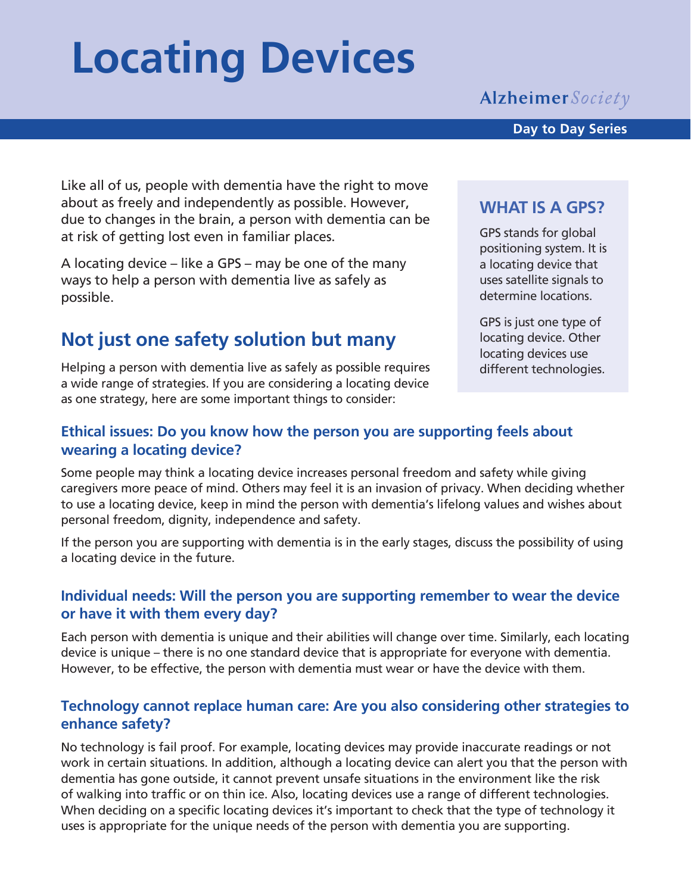# Locating Devices

Alzheimer Society

**Day to Day Series**

Like all of us, people with dementia have the right to move about as freely and independently as possible. However, due to changes in the brain, a person with dementia can be at risk of getting lost even in familiar places.

A locating device – like a GPS – may be one of the many ways to help a person with dementia live as safely as possible.

### WHAT IS A GPS?

GPS stands for global positioning system. It is a locating device that uses satellite signals to determine locations.

GPS is just one type of locating device. Other locating devices use different technologies.

## Not just one safety solution but many

Helping a person with dementia live as safely as possible requires a wide range of strategies. If you are considering a locating device as one strategy, here are some important things to consider:

### Ethical issues: Do you know how the person you are supporting feels about wearing a locating device?

Some people may think a locating device increases personal freedom and safety while giving caregivers more peace of mind. Others may feel it is an invasion of privacy. When deciding whether to use a locating device, keep in mind the person with dementia's lifelong values and wishes about personal freedom, dignity, independence and safety.

If the person you are supporting with dementia is in the early stages, discuss the possibility of using a locating device in the future.

### Individual needs: Will the person you are supporting remember to wear the device or have it with them every day?

Each person with dementia is unique and their abilities will change over time. Similarly, each locating device is unique – there is no one standard device that is appropriate for everyone with dementia. However, to be effective, the person with dementia must wear or have the device with them.

### Technology cannot replace human care: Are you also considering other strategies to enhance safety?

No technology is fail proof. For example, locating devices may provide inaccurate readings or not work in certain situations. In addition, although a locating device can alert you that the person with dementia has gone outside, it cannot prevent unsafe situations in the environment like the risk of walking into traffic or on thin ice. Also, locating devices use a range of different technologies. When deciding on a specific locating devices it's important to check that the type of technology it uses is appropriate for the unique needs of the person with dementia you are supporting.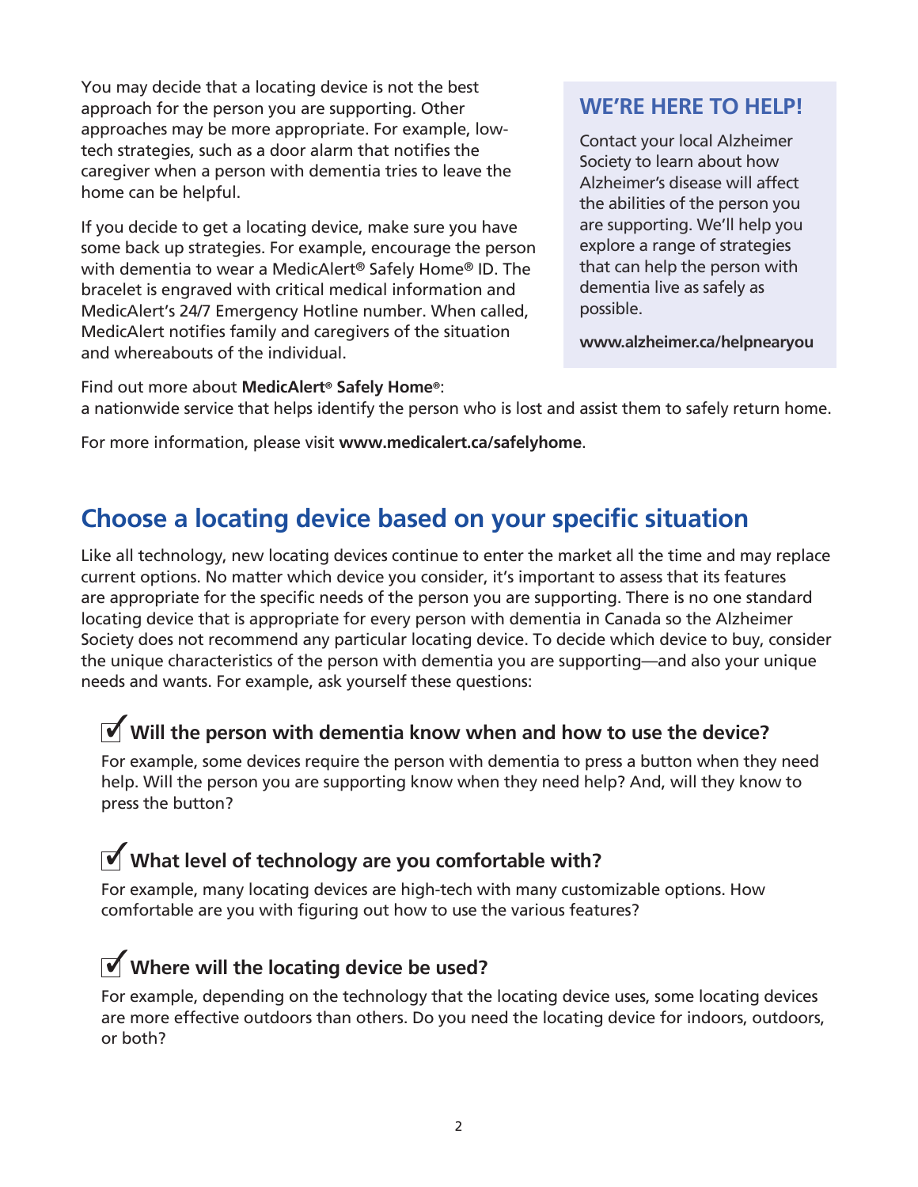You may decide that a locating device is not the best approach for the person you are supporting. Other approaches may be more appropriate. For example, low-tech strategies, such as a door alarm that notifies the caregiver when a person with dementia tries to leave the home can be helpful.

If you decide to get a locating device, make sure you have some back up strategies. For example, encourage the person with dementia to wear a MedicAlert® Safely Home® ID. The bracelet is engraved with critical medical information and MedicAlert's 24/7 Emergency Hotline number. When called, MedicAlert notifies family and caregivers of the situation and whereabouts of the individual.

### WE'RE HERE TO HELP!

Contact your local Alzheimer Society to learn about how Alzheimer's disease will affect the abilities of the person you are supporting. We'll help you explore a range of strategies that can help the person with dementia live as safely as possible.

**www.alzheimer.ca/helpnearyou**

Find out more about **MedicAlert® Safely Home®**:
a nationwide service that helps identify the person who is lost and assist them to safely return home.

For more information, please visit **www.medicalert.ca/safelyhome**.

## Choose a locating device based on your specific situation

Like all technology, new locating devices continue to enter the market all the time and may replace current options. No matter which device you consider, it's important to assess that its features are appropriate for the specific needs of the person you are supporting. There is no one standard locating device that is appropriate for every person with dementia in Canada so the Alzheimer Society does not recommend any particular locating device. To decide which device to buy, consider the unique characteristics of the person with dementia you are supporting—and also your unique needs and wants. For example, ask yourself these questions:

### ☑ Will the person with dementia know when and how to use the device?

For example, some devices require the person with dementia to press a button when they need help. Will the person you are supporting know when they need help? And, will they know to press the button?

### ☑ What level of technology are you comfortable with?

For example, many locating devices are high-tech with many customizable options. How comfortable are you with figuring out how to use the various features?

### ☑ Where will the locating device be used?

For example, depending on the technology that the locating device uses, some locating devices are more effective outdoors than others. Do you need the locating device for indoors, outdoors, or both?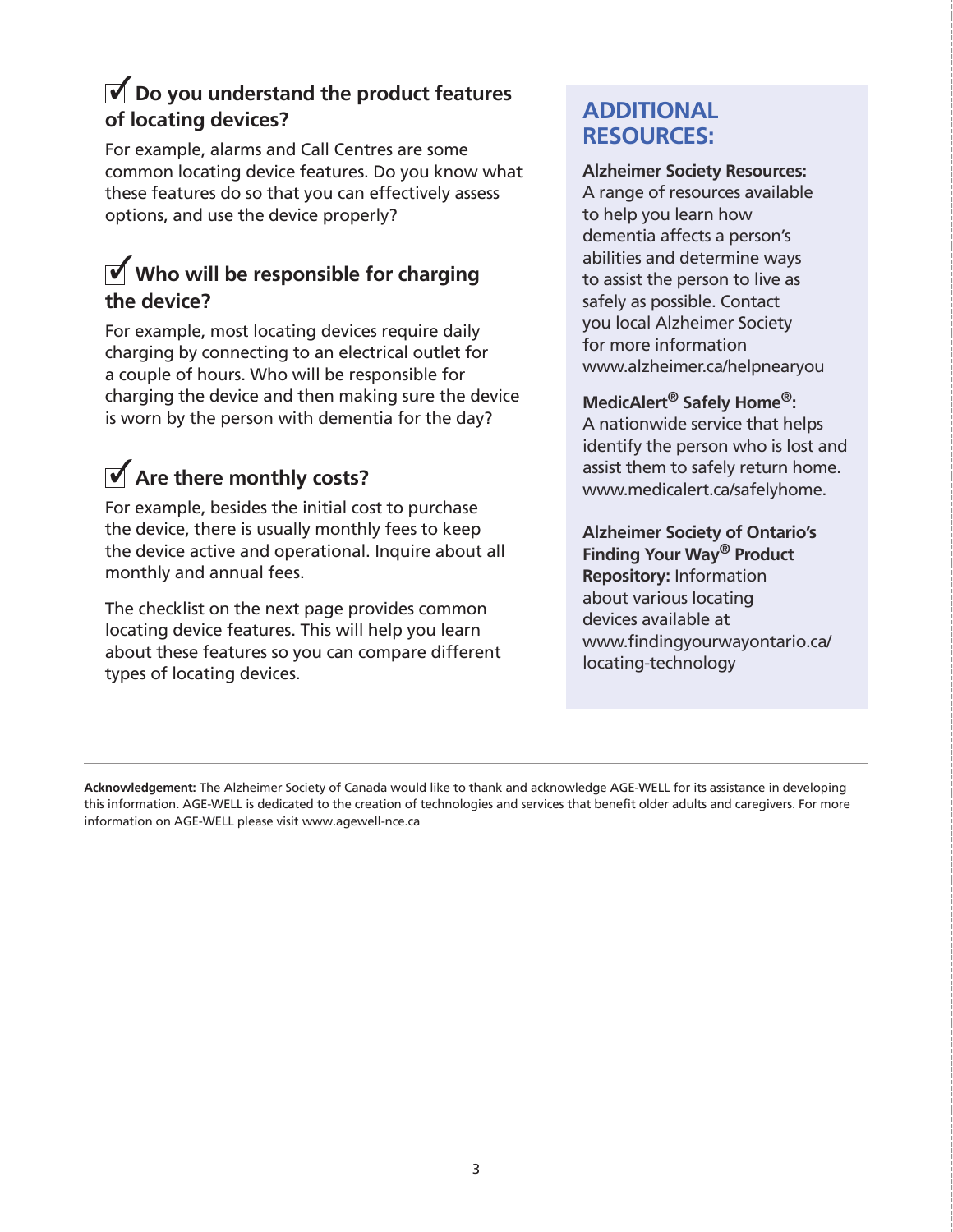## ☑ Do you understand the product features of locating devices?

For example, alarms and Call Centres are some common locating device features. Do you know what these features do so that you can effectively assess options, and use the device properly?

## ☑ Who will be responsible for charging the device?

For example, most locating devices require daily charging by connecting to an electrical outlet for a couple of hours. Who will be responsible for charging the device and then making sure the device is worn by the person with dementia for the day?

## ☑ Are there monthly costs?

For example, besides the initial cost to purchase the device, there is usually monthly fees to keep the device active and operational. Inquire about all monthly and annual fees.

The checklist on the next page provides common locating device features. This will help you learn about these features so you can compare different types of locating devices.

## ADDITIONAL RESOURCES:

**Alzheimer Society Resources:** A range of resources available to help you learn how dementia affects a person's abilities and determine ways to assist the person to live as safely as possible. Contact you local Alzheimer Society for more information www.alzheimer.ca/helpnearyou

**MedicAlert® Safely Home®:** A nationwide service that helps identify the person who is lost and assist them to safely return home. www.medicalert.ca/safelyhome.

**Alzheimer Society of Ontario's Finding Your Way® Product Repository:** Information about various locating devices available at www.findingyourwayontario.ca/locating-technology

---

**Acknowledgement:** The Alzheimer Society of Canada would like to thank and acknowledge AGE-WELL for its assistance in developing this information. AGE-WELL is dedicated to the creation of technologies and services that benefit older adults and caregivers. For more information on AGE-WELL please visit www.agewell-nce.ca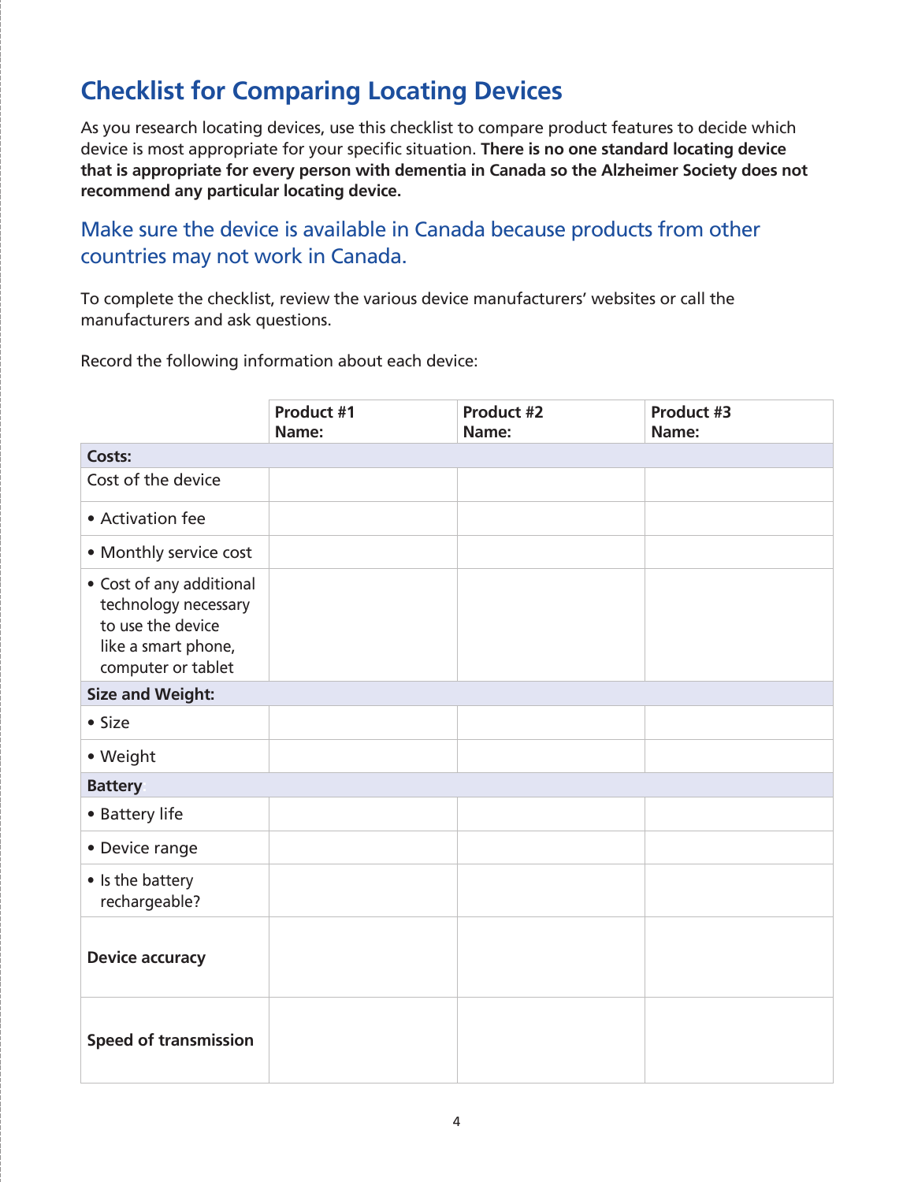## Checklist for Comparing Locating Devices

As you research locating devices, use this checklist to compare product features to decide which device is most appropriate for your specific situation. **There is no one standard locating device that is appropriate for every person with dementia in Canada so the Alzheimer Society does not recommend any particular locating device.**

### Make sure the device is available in Canada because products from other countries may not work in Canada.

To complete the checklist, review the various device manufacturers' websites or call the manufacturers and ask questions.

Record the following information about each device:

| | **Product #1 Name:** | **Product #2 Name:** | **Product #3 Name:** |
|---|---|---|---|
| **Costs:** | | | |
| Cost of the device | | | |
| • Activation fee | | | |
| • Monthly service cost | | | |
| • Cost of any additional technology necessary to use the device like a smart phone, computer or tablet | | | |
| **Size and Weight:** | | | |
| • Size | | | |
| • Weight | | | |
| **Battery:** | | | |
| • Battery life | | | |
| • Device range | | | |
| • Is the battery rechargeable? | | | |
| **Device accuracy** | | | |
| **Speed of transmission** | | | |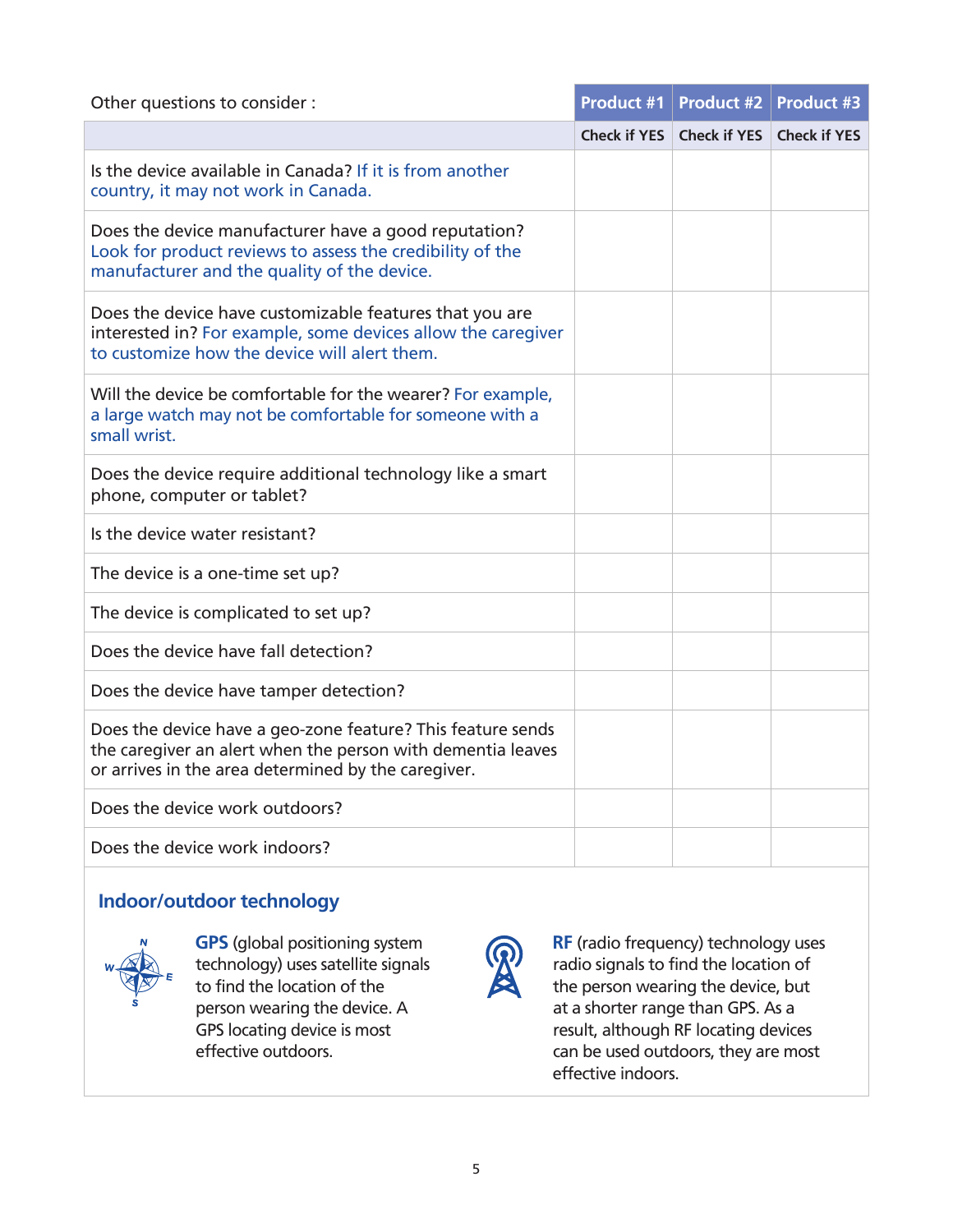| Other questions to consider : | Product #1 | Product #2 | Product #3 |
|---|---|---|---|
| | Check if YES | Check if YES | Check if YES |
| Is the device available in Canada? If it is from another country, it may not work in Canada. | | | |
| Does the device manufacturer have a good reputation? Look for product reviews to assess the credibility of the manufacturer and the quality of the device. | | | |
| Does the device have customizable features that you are interested in? For example, some devices allow the caregiver to customize how the device will alert them. | | | |
| Will the device be comfortable for the wearer? For example, a large watch may not be comfortable for someone with a small wrist. | | | |
| Does the device require additional technology like a smart phone, computer or tablet? | | | |
| Is the device water resistant? | | | |
| The device is a one-time set up? | | | |
| The device is complicated to set up? | | | |
| Does the device have fall detection? | | | |
| Does the device have tamper detection? | | | |
| Does the device have a geo-zone feature? This feature sends the caregiver an alert when the person with dementia leaves or arrives in the area determined by the caregiver. | | | |
| Does the device work outdoors? | | | |
| Does the device work indoors? | | | |

## Indoor/outdoor technology

**GPS** (global positioning system technology) uses satellite signals to find the location of the person wearing the device. A GPS locating device is most effective outdoors.

**RF** (radio frequency) technology uses radio signals to find the location of the person wearing the device, but at a shorter range than GPS. As a result, although RF locating devices can be used outdoors, they are most effective indoors.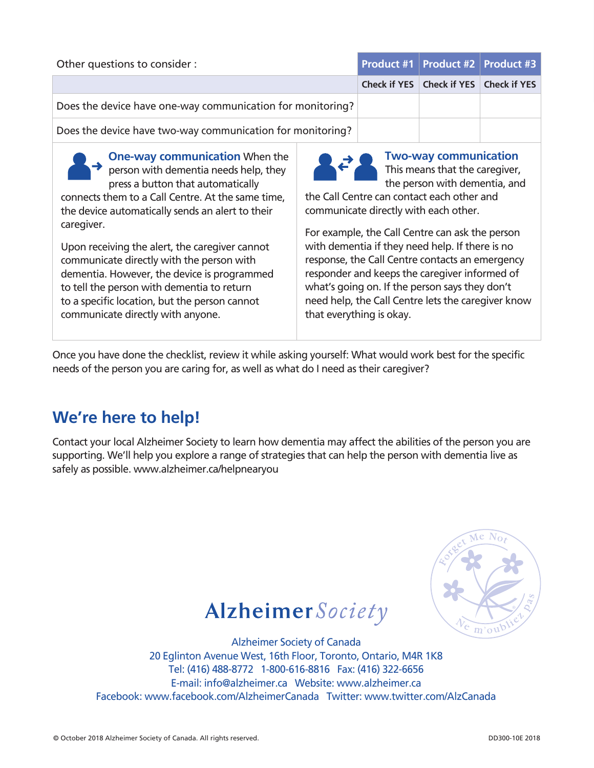| Other questions to consider : | Product #1 | Product #2 | Product #3 |
| --- | --- | --- | --- |
| | Check if YES | Check if YES | Check if YES |
| Does the device have one-way communication for monitoring? | | | |
| Does the device have two-way communication for monitoring? | | | |

**One-way communication** When the person with dementia needs help, they press a button that automatically connects them to a Call Centre. At the same time, the device automatically sends an alert to their caregiver.

Upon receiving the alert, the caregiver cannot communicate directly with the person with dementia. However, the device is programmed to tell the person with dementia to return to a specific location, but the person cannot communicate directly with anyone.

**Two-way communication** This means that the caregiver, the person with dementia, and the Call Centre can contact each other and communicate directly with each other.

For example, the Call Centre can ask the person with dementia if they need help. If there is no response, the Call Centre contacts an emergency responder and keeps the caregiver informed of what's going on. If the person says they don't need help, the Call Centre lets the caregiver know that everything is okay.

Once you have done the checklist, review it while asking yourself: What would work best for the specific needs of the person you are caring for, as well as what do I need as their caregiver?

## We're here to help!

Contact your local Alzheimer Society to learn how dementia may affect the abilities of the person you are supporting. We'll help you explore a range of strategies that can help the person with dementia live as safely as possible. www.alzheimer.ca/helpnearyou

Alzheimer Society

Forget Me Not · Ne m'oubliez pas

Alzheimer Society of Canada
20 Eglinton Avenue West, 16th Floor, Toronto, Ontario, M4R 1K8
Tel: (416) 488-8772 1-800-616-8816 Fax: (416) 322-6656
E-mail: info@alzheimer.ca Website: www.alzheimer.ca
Facebook: www.facebook.com/AlzheimerCanada Twitter: www.twitter.com/AlzCanada

© October 2018 Alzheimer Society of Canada. All rights reserved.

DD300-10E 2018